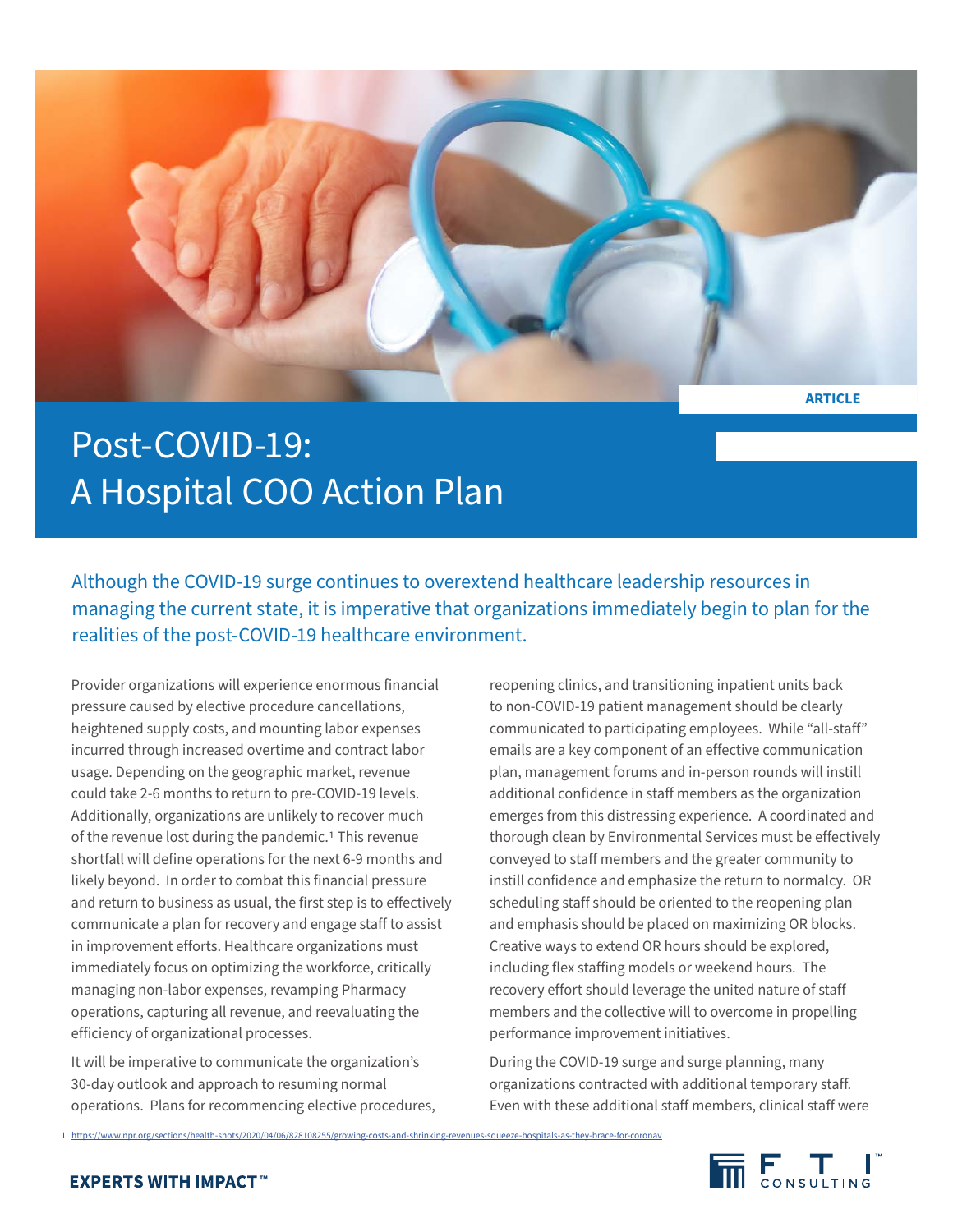ARTICLE

# Post-COVID-19: A Hospital COO Action Plan

Although the COVID-19 surge continues to overextend healthcare leadership resources in managing the current state, it is imperative that organizations immediately begin to plan for the realities of the post-COVID-19 healthcare environment.

Provider organizations will experience enormous financial pressure caused by elective procedure cancellations, heightened supply costs, and mounting labor expenses incurred through increased overtime and contract labor usage. Depending on the geographic market, revenue could take 2-6 months to return to pre-COVID-19 levels. Additionally, organizations are unlikely to recover much of the revenue lost during the pandemic.[1] This revenue shortfall will define operations for the next 6-9 months and likely beyond. In order to combat this financial pressure and return to business as usual, the first step is to effectively communicate a plan for recovery and engage staff to assist in improvement efforts. Healthcare organizations must immediately focus on optimizing the workforce, critically managing non-labor expenses, revamping Pharmacy operations, capturing all revenue, and reevaluating the efficiency of organizational processes.

It will be imperative to communicate the organization's 30-day outlook and approach to resuming normal operations. Plans for recommencing elective procedures, reopening clinics, and transitioning inpatient units back to non-COVID-19 patient management should be clearly communicated to participating employees. While "all-staff" emails are a key component of an effective communication plan, management forums and in-person rounds will instill additional confidence in staff members as the organization emerges from this distressing experience. A coordinated and thorough clean by Environmental Services must be effectively conveyed to staff members and the greater community to instill confidence and emphasize the return to normalcy. OR scheduling staff should be oriented to the reopening plan and emphasis should be placed on maximizing OR blocks. Creative ways to extend OR hours should be explored, including flex staffing models or weekend hours. The recovery effort should leverage the united nature of staff members and the collective will to overcome in propelling performance improvement initiatives.

During the COVID-19 surge and surge planning, many organizations contracted with additional temporary staff. Even with these additional staff members, clinical staff were

1 https://www.npr.org/sections/health-shots/2020/04/06/828108255/growing-costs-and-shrinking-revenues-squeeze-hospitals-as-they-brace-for-coronav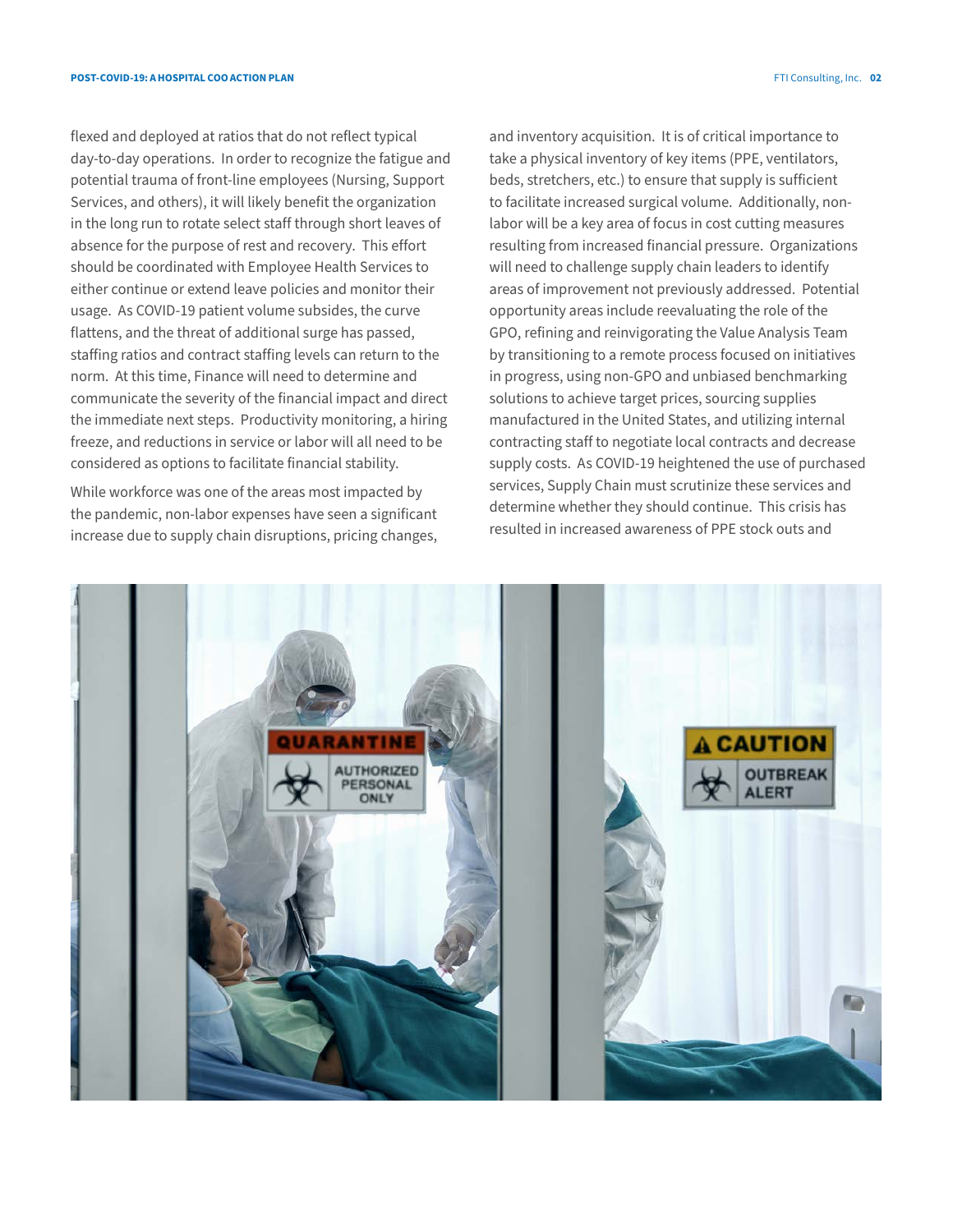flexed and deployed at ratios that do not reflect typical day-to-day operations. In order to recognize the fatigue and potential trauma of front-line employees (Nursing, Support Services, and others), it will likely benefit the organization in the long run to rotate select staff through short leaves of absence for the purpose of rest and recovery. This effort should be coordinated with Employee Health Services to either continue or extend leave policies and monitor their usage. As COVID-19 patient volume subsides, the curve flattens, and the threat of additional surge has passed, staffing ratios and contract staffing levels can return to the norm. At this time, Finance will need to determine and communicate the severity of the financial impact and direct the immediate next steps. Productivity monitoring, a hiring freeze, and reductions in service or labor will all need to be considered as options to facilitate financial stability.

While workforce was one of the areas most impacted by the pandemic, non-labor expenses have seen a significant increase due to supply chain disruptions, pricing changes, and inventory acquisition. It is of critical importance to take a physical inventory of key items (PPE, ventilators, beds, stretchers, etc.) to ensure that supply is sufficient to facilitate increased surgical volume. Additionally, non-labor will be a key area of focus in cost cutting measures resulting from increased financial pressure. Organizations will need to challenge supply chain leaders to identify areas of improvement not previously addressed. Potential opportunity areas include reevaluating the role of the GPO, refining and reinvigorating the Value Analysis Team by transitioning to a remote process focused on initiatives in progress, using non-GPO and unbiased benchmarking solutions to achieve target prices, sourcing supplies manufactured in the United States, and utilizing internal contracting staff to negotiate local contracts and decrease supply costs. As COVID-19 heightened the use of purchased services, Supply Chain must scrutinize these services and determine whether they should continue. This crisis has resulted in increased awareness of PPE stock outs and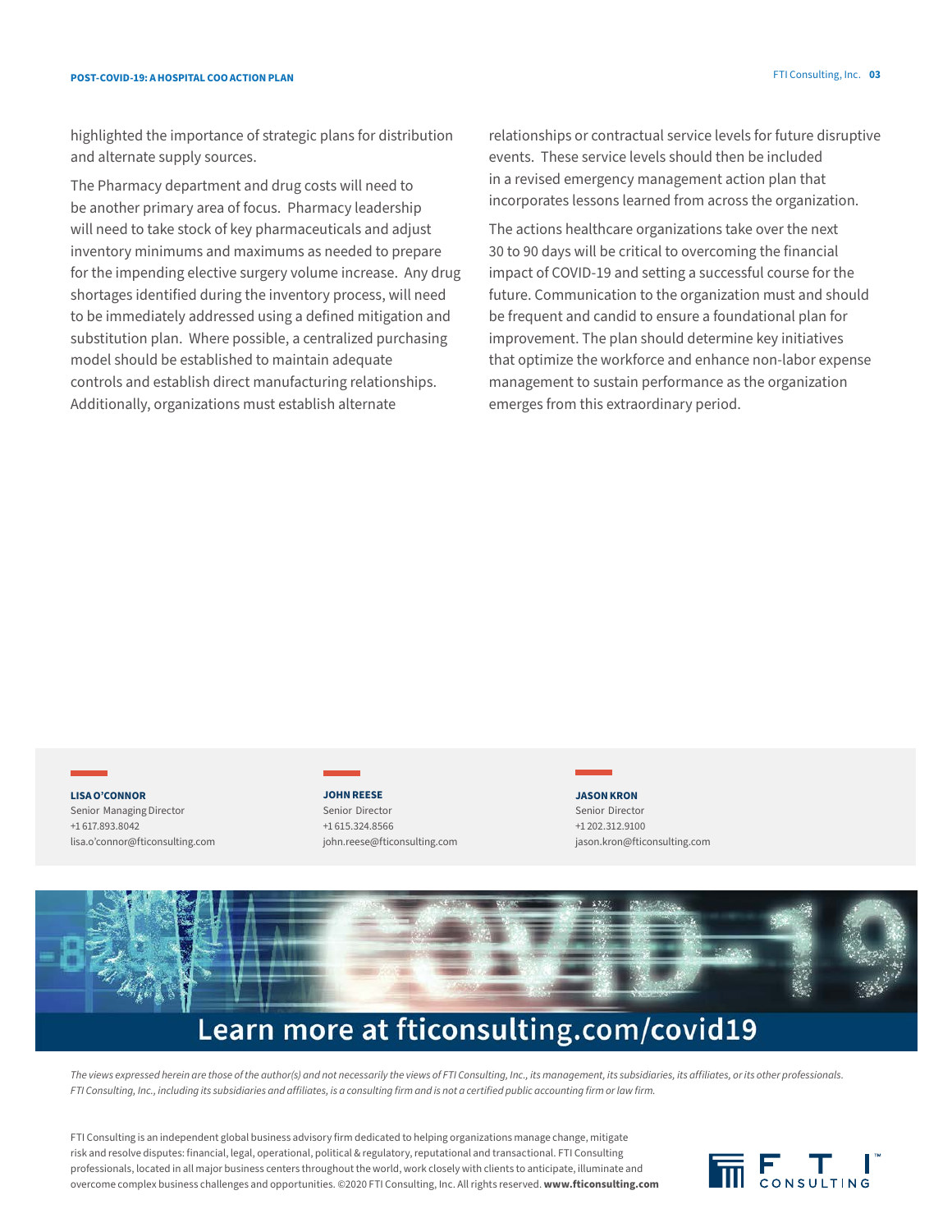highlighted the importance of strategic plans for distribution and alternate supply sources.

The Pharmacy department and drug costs will need to be another primary area of focus. Pharmacy leadership will need to take stock of key pharmaceuticals and adjust inventory minimums and maximums as needed to prepare for the impending elective surgery volume increase. Any drug shortages identified during the inventory process, will need to be immediately addressed using a defined mitigation and substitution plan. Where possible, a centralized purchasing model should be established to maintain adequate controls and establish direct manufacturing relationships. Additionally, organizations must establish alternate relationships or contractual service levels for future disruptive events. These service levels should then be included in a revised emergency management action plan that incorporates lessons learned from across the organization.

The actions healthcare organizations take over the next 30 to 90 days will be critical to overcoming the financial impact of COVID-19 and setting a successful course for the future. Communication to the organization must and should be frequent and candid to ensure a foundational plan for improvement. The plan should determine key initiatives that optimize the workforce and enhance non-labor expense management to sustain performance as the organization emerges from this extraordinary period.

**LISA O'CONNOR**
Senior Managing Director
+1 617.893.8042
lisa.o'connor@fticonsulting.com

**JOHN REESE**
Senior Director
+1 615.324.8566
john.reese@fticonsulting.com

**JASON KRON**
Senior Director
+1 202.312.9100
jason.kron@fticonsulting.com

Learn more at fticonsulting.com/covid19

*The views expressed herein are those of the author(s) and not necessarily the views of FTI Consulting, Inc., its management, its subsidiaries, its affiliates, or its other professionals. FTI Consulting, Inc., including its subsidiaries and affiliates, is a consulting firm and is not a certified public accounting firm or law firm.*

FTI Consulting is an independent global business advisory firm dedicated to helping organizations manage change, mitigate risk and resolve disputes: financial, legal, operational, political & regulatory, reputational and transactional. FTI Consulting professionals, located in all major business centers throughout the world, work closely with clients to anticipate, illuminate and overcome complex business challenges and opportunities. ©2020 FTI Consulting, Inc. All rights reserved. **www.fticonsulting.com**